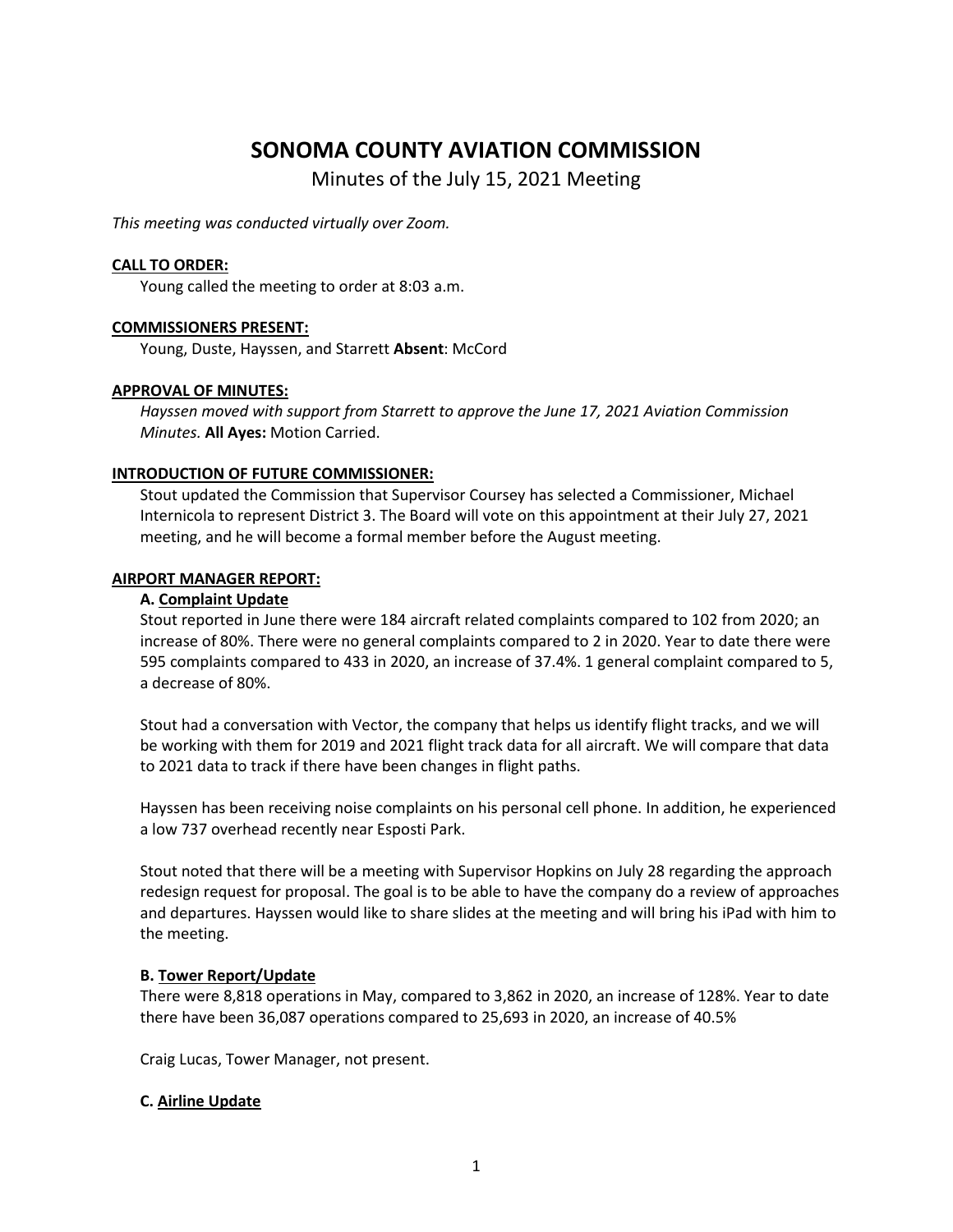# SONOMA COUNTY AVIATION COMMISSION

Minutes of the July 15, 2021 Meeting

*This meeting was conducted virtually over Zoom.*

**CALL TO ORDER:**

Young called the meeting to order at 8:03 a.m.

**COMMISSIONERS PRESENT:**

Young, Duste, Hayssen, and Starrett **Absent**: McCord

**APPROVAL OF MINUTES:**

*Hayssen moved with support from Starrett to approve the June 17, 2021 Aviation Commission Minutes.* **All Ayes:** Motion Carried.

**INTRODUCTION OF FUTURE COMMISSIONER:**

Stout updated the Commission that Supervisor Coursey has selected a Commissioner, Michael Internicola to represent District 3. The Board will vote on this appointment at their July 27, 2021 meeting, and he will become a formal member before the August meeting.

**AIRPORT MANAGER REPORT:**

**A. Complaint Update**

Stout reported in June there were 184 aircraft related complaints compared to 102 from 2020; an increase of 80%. There were no general complaints compared to 2 in 2020. Year to date there were 595 complaints compared to 433 in 2020, an increase of 37.4%. 1 general complaint compared to 5, a decrease of 80%.

Stout had a conversation with Vector, the company that helps us identify flight tracks, and we will be working with them for 2019 and 2021 flight track data for all aircraft. We will compare that data to 2021 data to track if there have been changes in flight paths.

Hayssen has been receiving noise complaints on his personal cell phone. In addition, he experienced a low 737 overhead recently near Esposti Park.

Stout noted that there will be a meeting with Supervisor Hopkins on July 28 regarding the approach redesign request for proposal. The goal is to be able to have the company do a review of approaches and departures. Hayssen would like to share slides at the meeting and will bring his iPad with him to the meeting.

**B. Tower Report/Update**

There were 8,818 operations in May, compared to 3,862 in 2020, an increase of 128%. Year to date there have been 36,087 operations compared to 25,693 in 2020, an increase of 40.5%

Craig Lucas, Tower Manager, not present.

**C. Airline Update**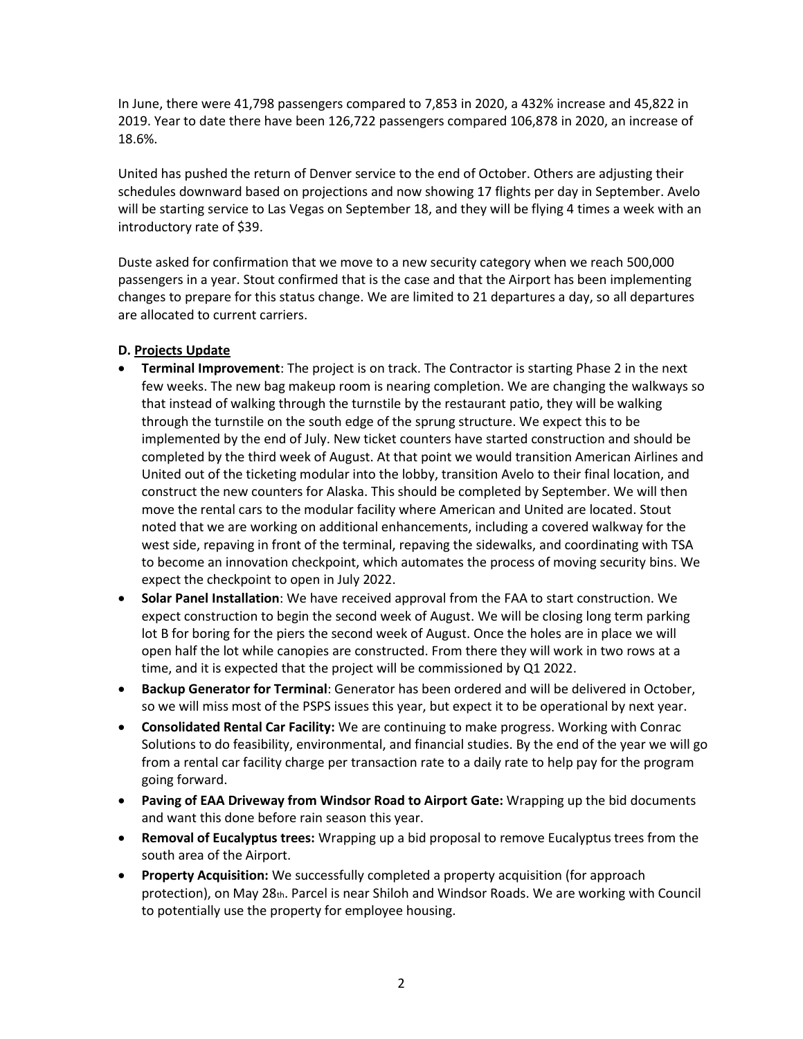In June, there were 41,798 passengers compared to 7,853 in 2020, a 432% increase and 45,822 in 2019. Year to date there have been 126,722 passengers compared 106,878 in 2020, an increase of 18.6%.

United has pushed the return of Denver service to the end of October. Others are adjusting their schedules downward based on projections and now showing 17 flights per day in September. Avelo will be starting service to Las Vegas on September 18, and they will be flying 4 times a week with an introductory rate of $39.

Duste asked for confirmation that we move to a new security category when we reach 500,000 passengers in a year. Stout confirmed that is the case and that the Airport has been implementing changes to prepare for this status change. We are limited to 21 departures a day, so all departures are allocated to current carriers.

**D. Projects Update**

- **Terminal Improvement**: The project is on track. The Contractor is starting Phase 2 in the next few weeks. The new bag makeup room is nearing completion. We are changing the walkways so that instead of walking through the turnstile by the restaurant patio, they will be walking through the turnstile on the south edge of the sprung structure. We expect this to be implemented by the end of July. New ticket counters have started construction and should be completed by the third week of August. At that point we would transition American Airlines and United out of the ticketing modular into the lobby, transition Avelo to their final location, and construct the new counters for Alaska. This should be completed by September. We will then move the rental cars to the modular facility where American and United are located. Stout noted that we are working on additional enhancements, including a covered walkway for the west side, repaving in front of the terminal, repaving the sidewalks, and coordinating with TSA to become an innovation checkpoint, which automates the process of moving security bins. We expect the checkpoint to open in July 2022.
- **Solar Panel Installation**: We have received approval from the FAA to start construction. We expect construction to begin the second week of August. We will be closing long term parking lot B for boring for the piers the second week of August. Once the holes are in place we will open half the lot while canopies are constructed. From there they will work in two rows at a time, and it is expected that the project will be commissioned by Q1 2022.
- **Backup Generator for Terminal**: Generator has been ordered and will be delivered in October, so we will miss most of the PSPS issues this year, but expect it to be operational by next year.
- **Consolidated Rental Car Facility:** We are continuing to make progress. Working with Conrac Solutions to do feasibility, environmental, and financial studies. By the end of the year we will go from a rental car facility charge per transaction rate to a daily rate to help pay for the program going forward.
- **Paving of EAA Driveway from Windsor Road to Airport Gate:** Wrapping up the bid documents and want this done before rain season this year.
- **Removal of Eucalyptus trees:** Wrapping up a bid proposal to remove Eucalyptus trees from the south area of the Airport.
- **Property Acquisition:** We successfully completed a property acquisition (for approach protection), on May 28th. Parcel is near Shiloh and Windsor Roads. We are working with Council to potentially use the property for employee housing.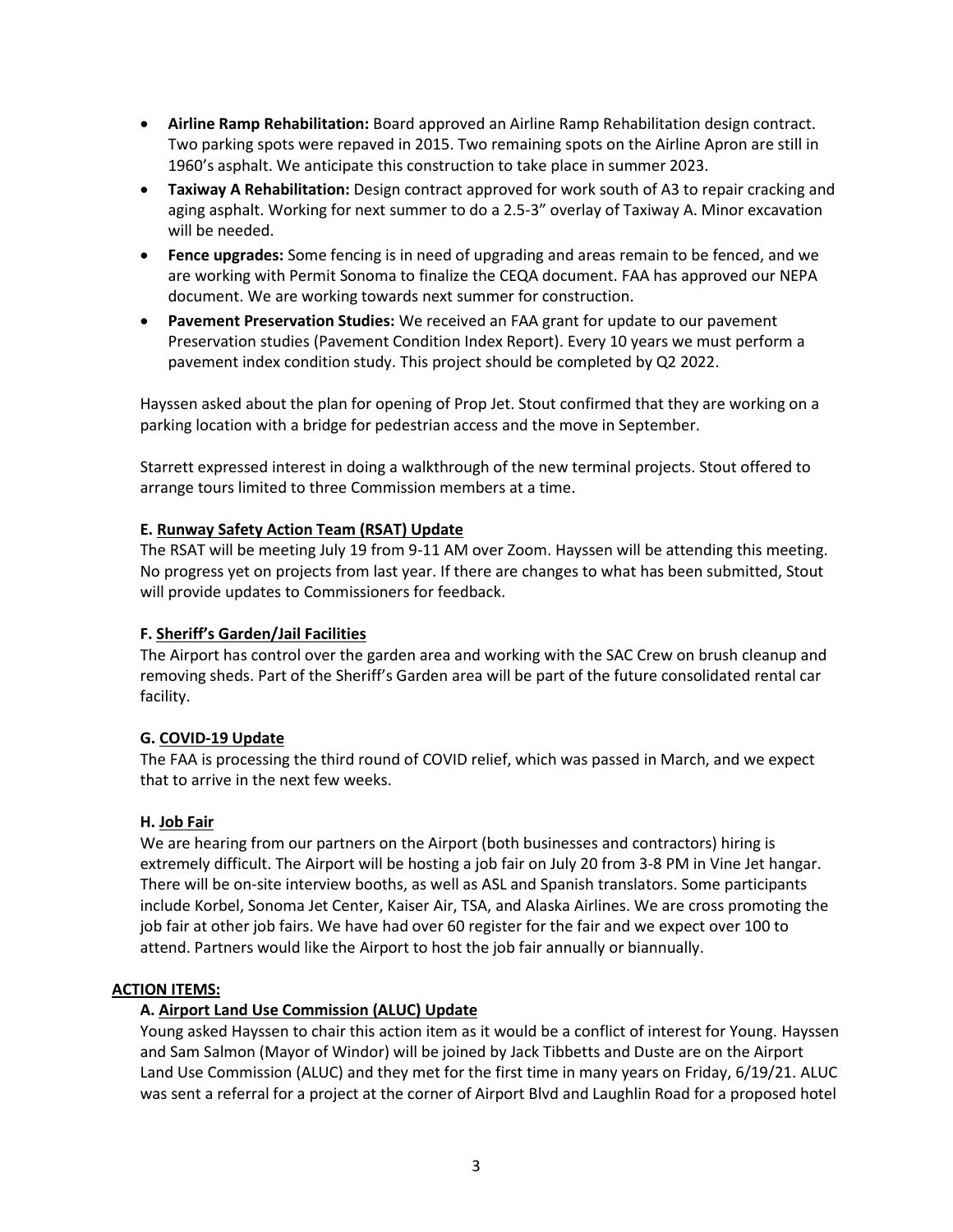- **Airline Ramp Rehabilitation:** Board approved an Airline Ramp Rehabilitation design contract. Two parking spots were repaved in 2015. Two remaining spots on the Airline Apron are still in 1960's asphalt. We anticipate this construction to take place in summer 2023.
- **Taxiway A Rehabilitation:** Design contract approved for work south of A3 to repair cracking and aging asphalt. Working for next summer to do a 2.5-3" overlay of Taxiway A. Minor excavation will be needed.
- **Fence upgrades:** Some fencing is in need of upgrading and areas remain to be fenced, and we are working with Permit Sonoma to finalize the CEQA document. FAA has approved our NEPA document. We are working towards next summer for construction.
- **Pavement Preservation Studies:** We received an FAA grant for update to our pavement Preservation studies (Pavement Condition Index Report). Every 10 years we must perform a pavement index condition study. This project should be completed by Q2 2022.

Hayssen asked about the plan for opening of Prop Jet. Stout confirmed that they are working on a parking location with a bridge for pedestrian access and the move in September.

Starrett expressed interest in doing a walkthrough of the new terminal projects. Stout offered to arrange tours limited to three Commission members at a time.

**E. Runway Safety Action Team (RSAT) Update**

The RSAT will be meeting July 19 from 9-11 AM over Zoom. Hayssen will be attending this meeting. No progress yet on projects from last year. If there are changes to what has been submitted, Stout will provide updates to Commissioners for feedback.

**F. Sheriff's Garden/Jail Facilities**

The Airport has control over the garden area and working with the SAC Crew on brush cleanup and removing sheds. Part of the Sheriff's Garden area will be part of the future consolidated rental car facility.

**G. COVID-19 Update**

The FAA is processing the third round of COVID relief, which was passed in March, and we expect that to arrive in the next few weeks.

**H. Job Fair**

We are hearing from our partners on the Airport (both businesses and contractors) hiring is extremely difficult. The Airport will be hosting a job fair on July 20 from 3-8 PM in Vine Jet hangar. There will be on-site interview booths, as well as ASL and Spanish translators. Some participants include Korbel, Sonoma Jet Center, Kaiser Air, TSA, and Alaska Airlines. We are cross promoting the job fair at other job fairs. We have had over 60 register for the fair and we expect over 100 to attend. Partners would like the Airport to host the job fair annually or biannually.

**ACTION ITEMS:**

**A. Airport Land Use Commission (ALUC) Update**

Young asked Hayssen to chair this action item as it would be a conflict of interest for Young. Hayssen and Sam Salmon (Mayor of Windor) will be joined by Jack Tibbetts and Duste are on the Airport Land Use Commission (ALUC) and they met for the first time in many years on Friday, 6/19/21. ALUC was sent a referral for a project at the corner of Airport Blvd and Laughlin Road for a proposed hotel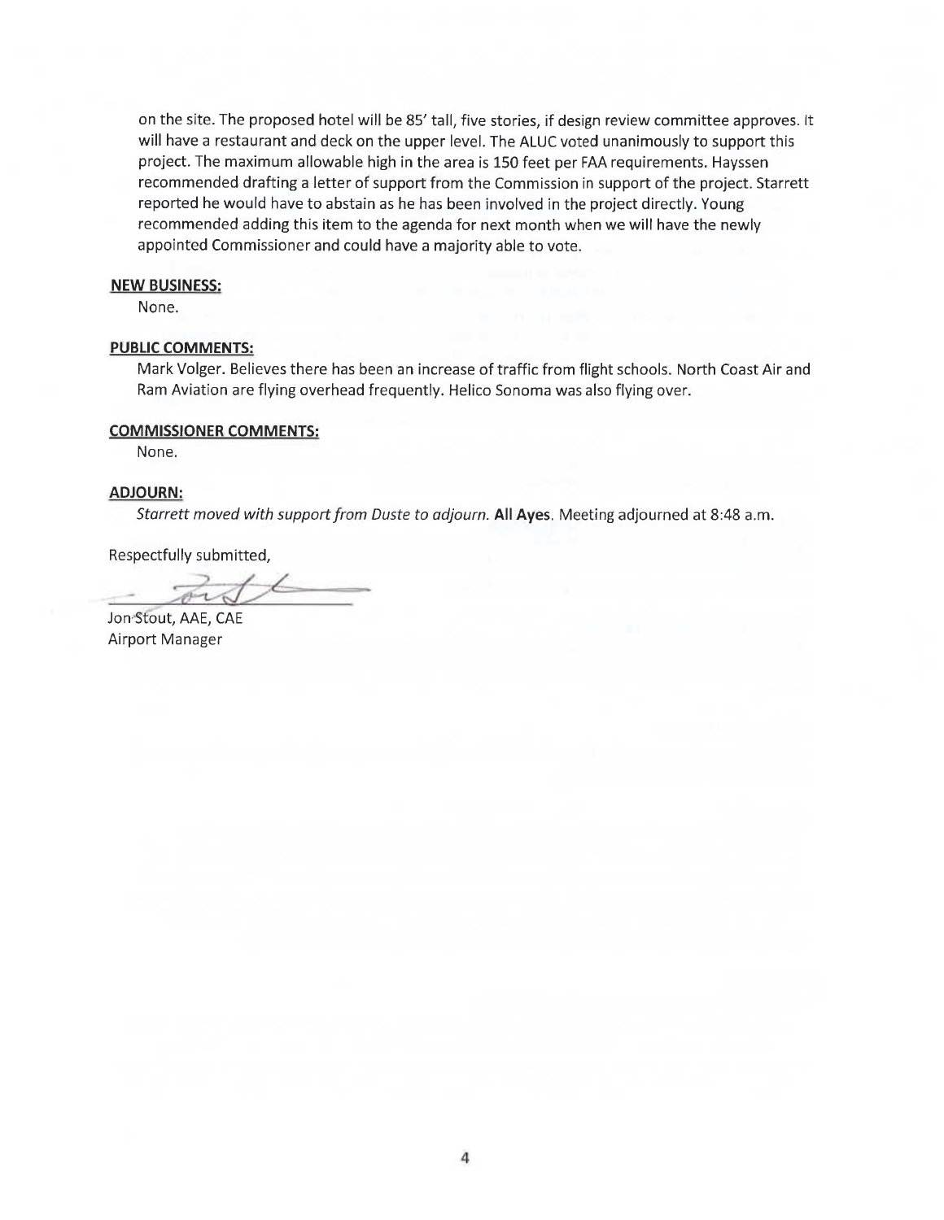on the site. The proposed hotel will be 85' tall, five stories, if design review committee approves. It will have a restaurant and deck on the upper level. The ALUC voted unanimously to support this project. The maximum allowable high in the area is 150 feet per FAA requirements. Hayssen recommended drafting a letter of support from the Commission in support of the project. Starrett reported he would have to abstain as he has been involved in the project directly. Young recommended adding this item to the agenda for next month when we will have the newly appointed Commissioner and could have a majority able to vote.

**NEW BUSINESS:**

None.

**PUBLIC COMMENTS:**

Mark Volger. Believes there has been an increase of traffic from flight schools. North Coast Air and Ram Aviation are flying overhead frequently. Helico Sonoma was also flying over.

**COMMISSIONER COMMENTS:**

None.

**ADJOURN:**

*Starrett moved with support from Duste to adjourn.* **All Ayes**. Meeting adjourned at 8:48 a.m.

Respectfully submitted,

Jon Stout, AAE, CAE
Airport Manager